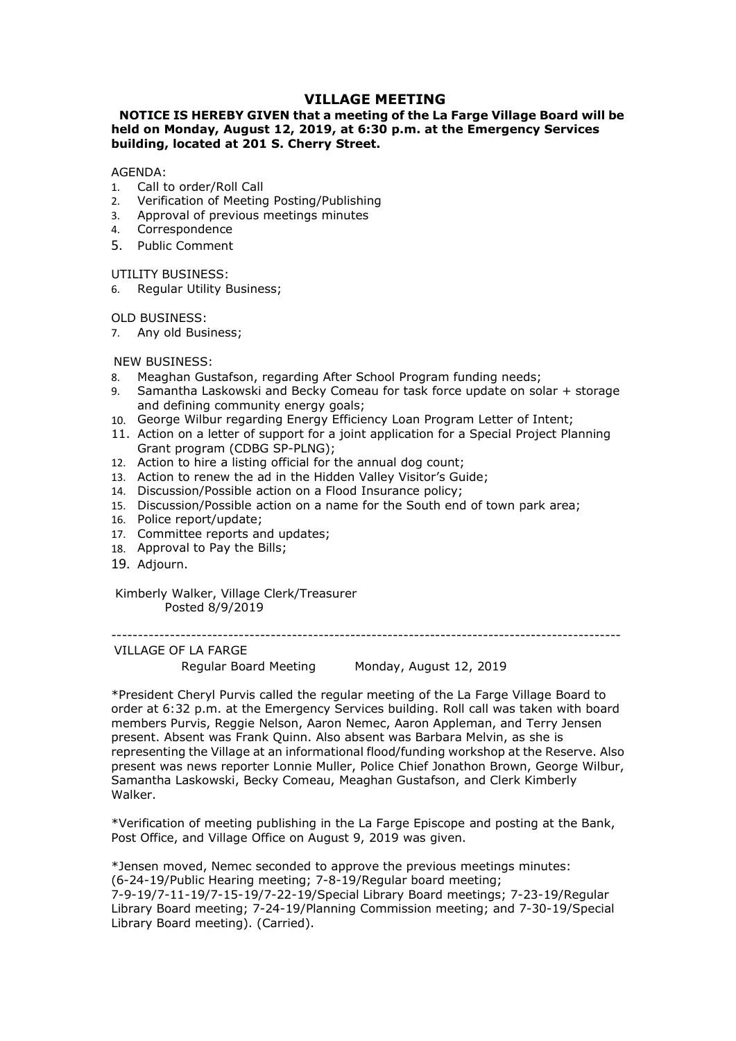# VILLAGE MEETING

**NOTICE IS HEREBY GIVEN that a meeting of the La Farge Village Board will be held on Monday, August 12, 2019, at 6:30 p.m. at the Emergency Services building, located at 201 S. Cherry Street.**

AGENDA:

1. Call to order/Roll Call
2. Verification of Meeting Posting/Publishing
3. Approval of previous meetings minutes
4. Correspondence
5. Public Comment

UTILITY BUSINESS:

6. Regular Utility Business;

OLD BUSINESS:

7. Any old Business;

NEW BUSINESS:

8. Meaghan Gustafson, regarding After School Program funding needs;
9. Samantha Laskowski and Becky Comeau for task force update on solar + storage and defining community energy goals;
10. George Wilbur regarding Energy Efficiency Loan Program Letter of Intent;
11. Action on a letter of support for a joint application for a Special Project Planning Grant program (CDBG SP-PLNG);
12. Action to hire a listing official for the annual dog count;
13. Action to renew the ad in the Hidden Valley Visitor's Guide;
14. Discussion/Possible action on a Flood Insurance policy;
15. Discussion/Possible action on a name for the South end of town park area;
16. Police report/update;
17. Committee reports and updates;
18. Approval to Pay the Bills;
19. Adjourn.

Kimberly Walker, Village Clerk/Treasurer
Posted 8/9/2019

---

VILLAGE OF LA FARGE
Regular Board Meeting Monday, August 12, 2019

*President Cheryl Purvis called the regular meeting of the La Farge Village Board to order at 6:32 p.m. at the Emergency Services building. Roll call was taken with board members Purvis, Reggie Nelson, Aaron Nemec, Aaron Appleman, and Terry Jensen present. Absent was Frank Quinn. Also absent was Barbara Melvin, as she is representing the Village at an informational flood/funding workshop at the Reserve. Also present was news reporter Lonnie Muller, Police Chief Jonathon Brown, George Wilbur, Samantha Laskowski, Becky Comeau, Meaghan Gustafson, and Clerk Kimberly Walker.

*Verification of meeting publishing in the La Farge Episcope and posting at the Bank, Post Office, and Village Office on August 9, 2019 was given.

*Jensen moved, Nemec seconded to approve the previous meetings minutes: (6-24-19/Public Hearing meeting; 7-8-19/Regular board meeting; 7-9-19/7-11-19/7-15-19/7-22-19/Special Library Board meetings; 7-23-19/Regular Library Board meeting; 7-24-19/Planning Commission meeting; and 7-30-19/Special Library Board meeting). (Carried).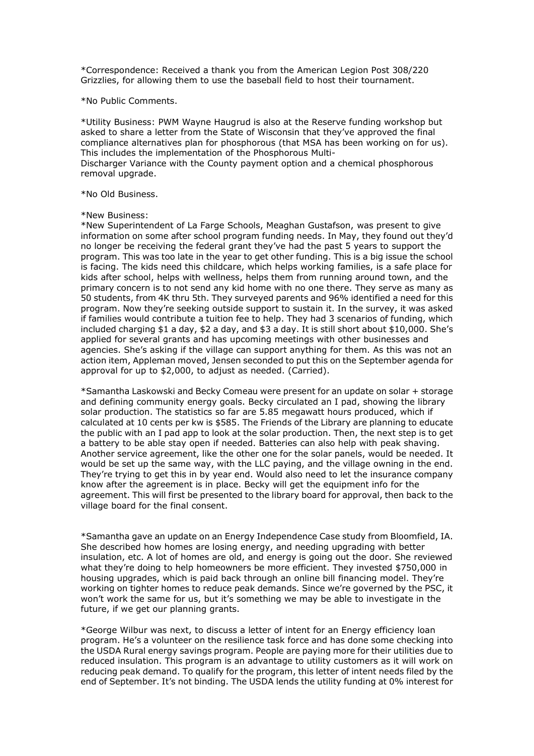*Correspondence: Received a thank you from the American Legion Post 308/220 Grizzlies, for allowing them to use the baseball field to host their tournament.

*No Public Comments.

*Utility Business: PWM Wayne Haugrud is also at the Reserve funding workshop but asked to share a letter from the State of Wisconsin that they've approved the final compliance alternatives plan for phosphorous (that MSA has been working on for us). This includes the implementation of the Phosphorous Multi-Discharger Variance with the County payment option and a chemical phosphorous removal upgrade.

*No Old Business.

*New Business:
*New Superintendent of La Farge Schools, Meaghan Gustafson, was present to give information on some after school program funding needs. In May, they found out they'd no longer be receiving the federal grant they've had the past 5 years to support the program. This was too late in the year to get other funding. This is a big issue the school is facing. The kids need this childcare, which helps working families, is a safe place for kids after school, helps with wellness, helps them from running around town, and the primary concern is to not send any kid home with no one there. They serve as many as 50 students, from 4K thru 5th. They surveyed parents and 96% identified a need for this program. Now they're seeking outside support to sustain it. In the survey, it was asked if families would contribute a tuition fee to help. They had 3 scenarios of funding, which included charging $1 a day, $2 a day, and $3 a day. It is still short about $10,000. She's applied for several grants and has upcoming meetings with other businesses and agencies. She's asking if the village can support anything for them. As this was not an action item, Appleman moved, Jensen seconded to put this on the September agenda for approval for up to $2,000, to adjust as needed. (Carried).

*Samantha Laskowski and Becky Comeau were present for an update on solar + storage and defining community energy goals. Becky circulated an I pad, showing the library solar production. The statistics so far are 5.85 megawatt hours produced, which if calculated at 10 cents per kw is $585. The Friends of the Library are planning to educate the public with an I pad app to look at the solar production. Then, the next step is to get a battery to be able stay open if needed. Batteries can also help with peak shaving. Another service agreement, like the other one for the solar panels, would be needed. It would be set up the same way, with the LLC paying, and the village owning in the end. They're trying to get this in by year end. Would also need to let the insurance company know after the agreement is in place. Becky will get the equipment info for the agreement. This will first be presented to the library board for approval, then back to the village board for the final consent.

*Samantha gave an update on an Energy Independence Case study from Bloomfield, IA. She described how homes are losing energy, and needing upgrading with better insulation, etc. A lot of homes are old, and energy is going out the door. She reviewed what they're doing to help homeowners be more efficient. They invested $750,000 in housing upgrades, which is paid back through an online bill financing model. They're working on tighter homes to reduce peak demands. Since we're governed by the PSC, it won't work the same for us, but it's something we may be able to investigate in the future, if we get our planning grants.

*George Wilbur was next, to discuss a letter of intent for an Energy efficiency loan program. He's a volunteer on the resilience task force and has done some checking into the USDA Rural energy savings program. People are paying more for their utilities due to reduced insulation. This program is an advantage to utility customers as it will work on reducing peak demand. To qualify for the program, this letter of intent needs filed by the end of September. It's not binding. The USDA lends the utility funding at 0% interest for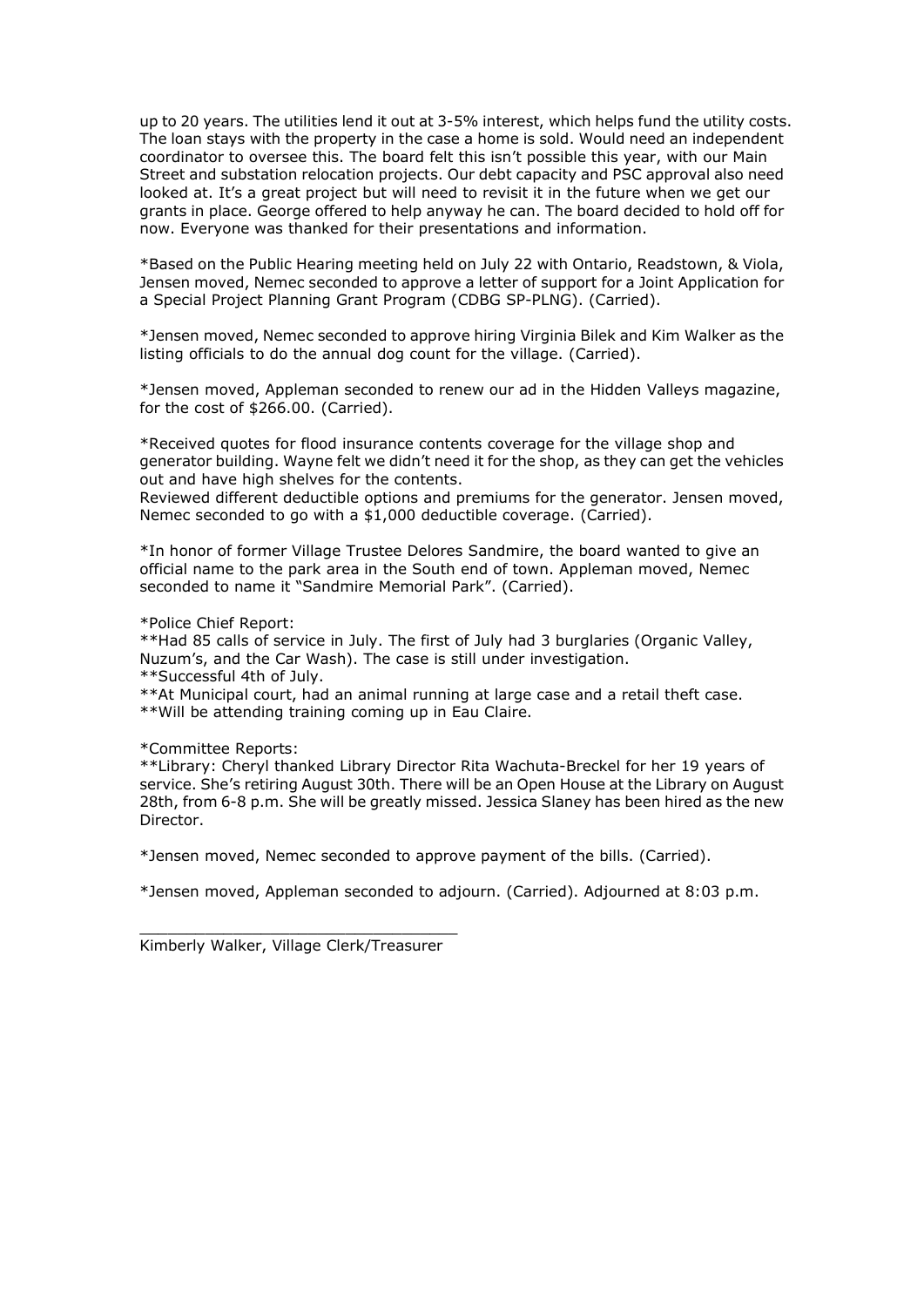up to 20 years. The utilities lend it out at 3-5% interest, which helps fund the utility costs. The loan stays with the property in the case a home is sold. Would need an independent coordinator to oversee this. The board felt this isn't possible this year, with our Main Street and substation relocation projects. Our debt capacity and PSC approval also need looked at. It's a great project but will need to revisit it in the future when we get our grants in place. George offered to help anyway he can. The board decided to hold off for now. Everyone was thanked for their presentations and information.

*Based on the Public Hearing meeting held on July 22 with Ontario, Readstown, & Viola, Jensen moved, Nemec seconded to approve a letter of support for a Joint Application for a Special Project Planning Grant Program (CDBG SP-PLNG). (Carried).

*Jensen moved, Nemec seconded to approve hiring Virginia Bilek and Kim Walker as the listing officials to do the annual dog count for the village. (Carried).

*Jensen moved, Appleman seconded to renew our ad in the Hidden Valleys magazine, for the cost of $266.00. (Carried).

*Received quotes for flood insurance contents coverage for the village shop and generator building. Wayne felt we didn't need it for the shop, as they can get the vehicles out and have high shelves for the contents.
Reviewed different deductible options and premiums for the generator. Jensen moved, Nemec seconded to go with a $1,000 deductible coverage. (Carried).

*In honor of former Village Trustee Delores Sandmire, the board wanted to give an official name to the park area in the South end of town. Appleman moved, Nemec seconded to name it "Sandmire Memorial Park". (Carried).

*Police Chief Report:
**Had 85 calls of service in July. The first of July had 3 burglaries (Organic Valley, Nuzum's, and the Car Wash). The case is still under investigation.
**Successful 4th of July.
**At Municipal court, had an animal running at large case and a retail theft case.
**Will be attending training coming up in Eau Claire.

*Committee Reports:
**Library: Cheryl thanked Library Director Rita Wachuta-Breckel for her 19 years of service. She's retiring August 30th. There will be an Open House at the Library on August 28th, from 6-8 p.m. She will be greatly missed. Jessica Slaney has been hired as the new Director.

*Jensen moved, Nemec seconded to approve payment of the bills. (Carried).

*Jensen moved, Appleman seconded to adjourn. (Carried). Adjourned at 8:03 p.m.

\_\_\_\_\_\_\_\_\_\_\_\_\_\_\_\_\_\_\_\_\_\_\_\_\_\_\_\_\_\_\_\_\_\_\_
Kimberly Walker, Village Clerk/Treasurer